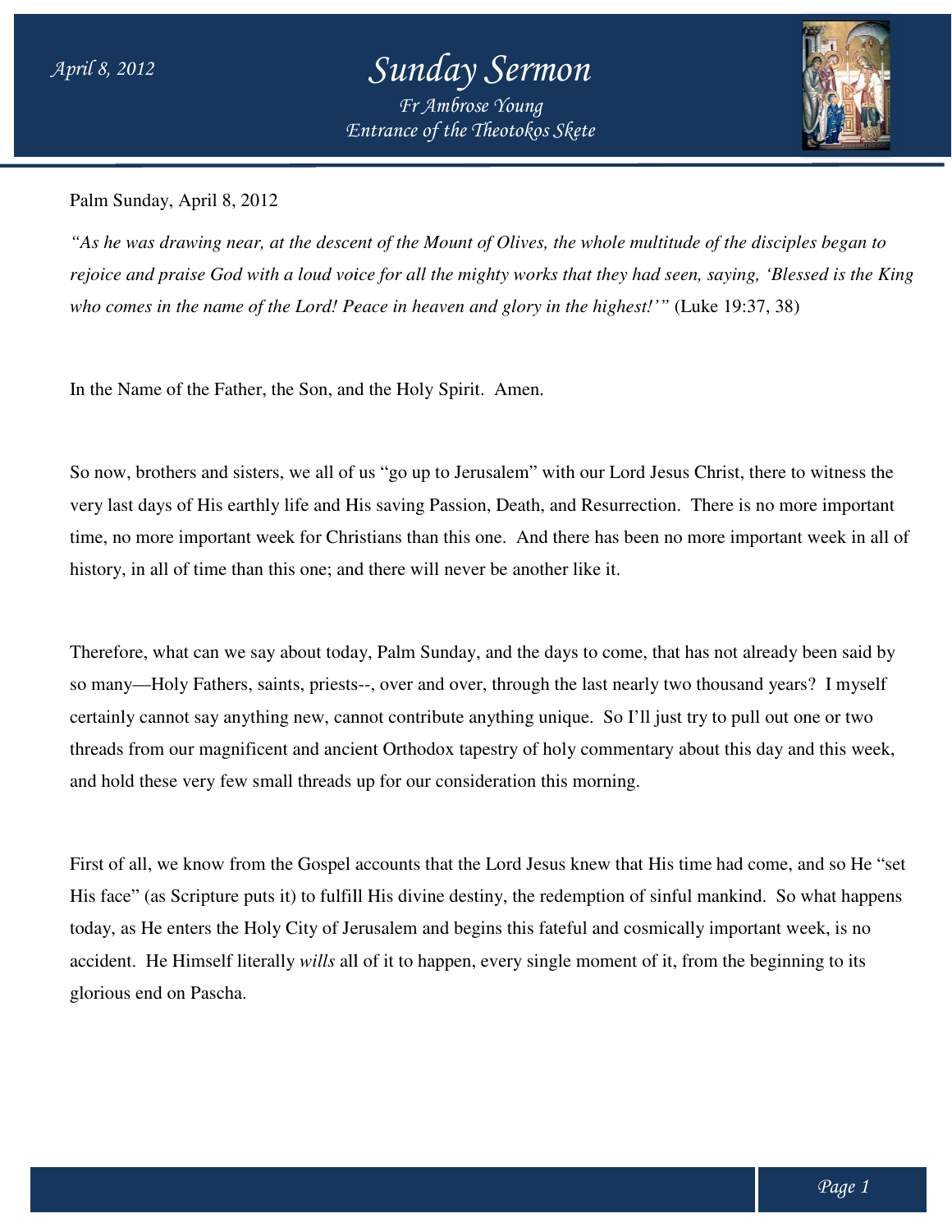Palm Sunday, April 8, 2012

*"As he was drawing near, at the descent of the Mount of Olives, the whole multitude of the disciples began to rejoice and praise God with a loud voice for all the mighty works that they had seen, saying, 'Blessed is the King who comes in the name of the Lord! Peace in heaven and glory in the highest!'"* (Luke 19:37, 38)

In the Name of the Father, the Son, and the Holy Spirit. Amen.

So now, brothers and sisters, we all of us "go up to Jerusalem" with our Lord Jesus Christ, there to witness the very last days of His earthly life and His saving Passion, Death, and Resurrection. There is no more important time, no more important week for Christians than this one. And there has been no more important week in all of history, in all of time than this one; and there will never be another like it.

Therefore, what can we say about today, Palm Sunday, and the days to come, that has not already been said by so many—Holy Fathers, saints, priests--, over and over, through the last nearly two thousand years? I myself certainly cannot say anything new, cannot contribute anything unique. So I'll just try to pull out one or two threads from our magnificent and ancient Orthodox tapestry of holy commentary about this day and this week, and hold these very few small threads up for our consideration this morning.

First of all, we know from the Gospel accounts that the Lord Jesus knew that His time had come, and so He "set His face" (as Scripture puts it) to fulfill His divine destiny, the redemption of sinful mankind. So what happens today, as He enters the Holy City of Jerusalem and begins this fateful and cosmically important week, is no accident. He Himself literally *wills* all of it to happen, every single moment of it, from the beginning to its glorious end on Pascha.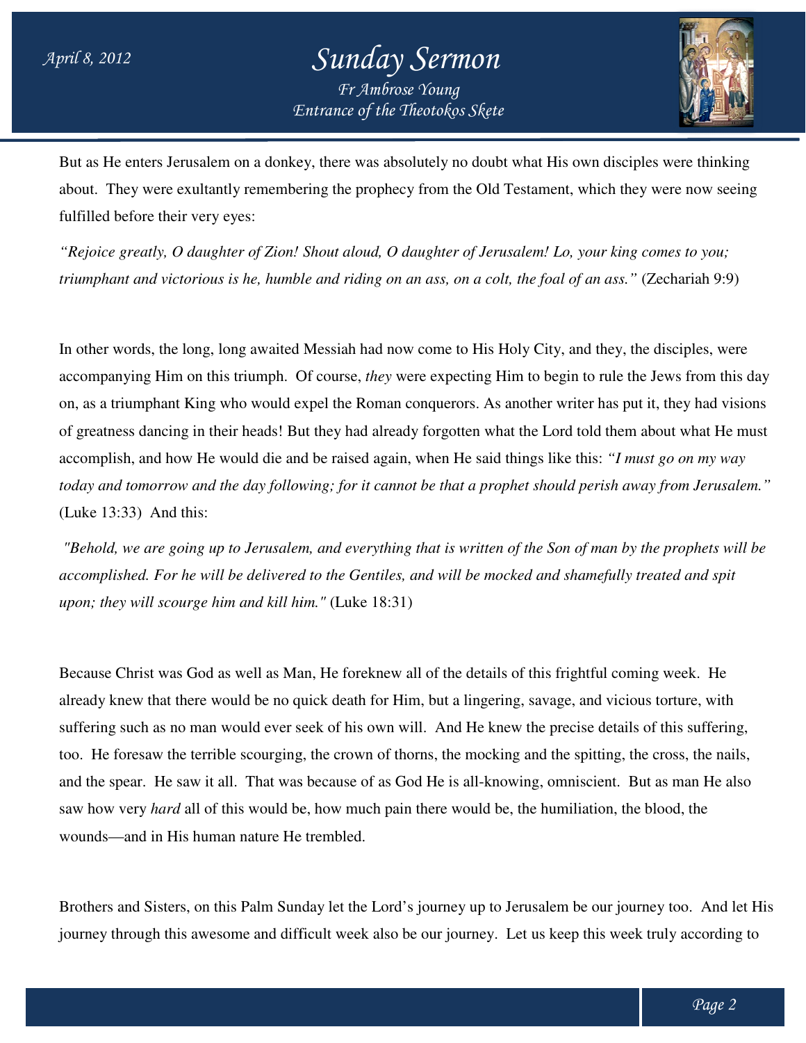But as He enters Jerusalem on a donkey, there was absolutely no doubt what His own disciples were thinking about. They were exultantly remembering the prophecy from the Old Testament, which they were now seeing fulfilled before their very eyes:

*"Rejoice greatly, O daughter of Zion! Shout aloud, O daughter of Jerusalem! Lo, your king comes to you; triumphant and victorious is he, humble and riding on an ass, on a colt, the foal of an ass."* (Zechariah 9:9)

In other words, the long, long awaited Messiah had now come to His Holy City, and they, the disciples, were accompanying Him on this triumph. Of course, *they* were expecting Him to begin to rule the Jews from this day on, as a triumphant King who would expel the Roman conquerors. As another writer has put it, they had visions of greatness dancing in their heads! But they had already forgotten what the Lord told them about what He must accomplish, and how He would die and be raised again, when He said things like this: *"I must go on my way today and tomorrow and the day following; for it cannot be that a prophet should perish away from Jerusalem."* (Luke 13:33) And this:

*"Behold, we are going up to Jerusalem, and everything that is written of the Son of man by the prophets will be accomplished. For he will be delivered to the Gentiles, and will be mocked and shamefully treated and spit upon; they will scourge him and kill him."* (Luke 18:31)

Because Christ was God as well as Man, He foreknew all of the details of this frightful coming week. He already knew that there would be no quick death for Him, but a lingering, savage, and vicious torture, with suffering such as no man would ever seek of his own will. And He knew the precise details of this suffering, too. He foresaw the terrible scourging, the crown of thorns, the mocking and the spitting, the cross, the nails, and the spear. He saw it all. That was because of as God He is all-knowing, omniscient. But as man He also saw how very *hard* all of this would be, how much pain there would be, the humiliation, the blood, the wounds—and in His human nature He trembled.

Brothers and Sisters, on this Palm Sunday let the Lord's journey up to Jerusalem be our journey too. And let His journey through this awesome and difficult week also be our journey. Let us keep this week truly according to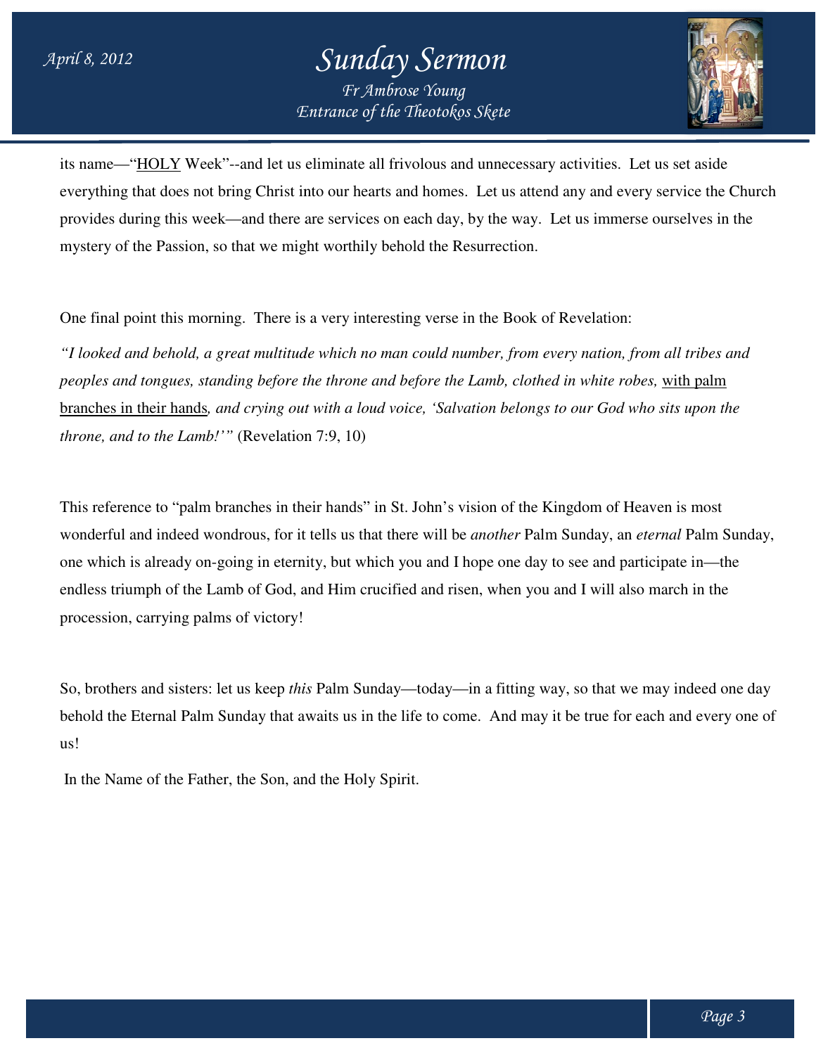its name—"<u>HOLY</u> Week"--and let us eliminate all frivolous and unnecessary activities. Let us set aside everything that does not bring Christ into our hearts and homes. Let us attend any and every service the Church provides during this week—and there are services on each day, by the way. Let us immerse ourselves in the mystery of the Passion, so that we might worthily behold the Resurrection.

One final point this morning. There is a very interesting verse in the Book of Revelation:

*"I looked and behold, a great multitude which no man could number, from every nation, from all tribes and peoples and tongues, standing before the throne and before the Lamb, clothed in white robes,* <u>with palm branches in their hands</u>*, and crying out with a loud voice, 'Salvation belongs to our God who sits upon the throne, and to the Lamb!'"* (Revelation 7:9, 10)

This reference to "palm branches in their hands" in St. John's vision of the Kingdom of Heaven is most wonderful and indeed wondrous, for it tells us that there will be *another* Palm Sunday, an *eternal* Palm Sunday, one which is already on-going in eternity, but which you and I hope one day to see and participate in—the endless triumph of the Lamb of God, and Him crucified and risen, when you and I will also march in the procession, carrying palms of victory!

So, brothers and sisters: let us keep *this* Palm Sunday—today—in a fitting way, so that we may indeed one day behold the Eternal Palm Sunday that awaits us in the life to come. And may it be true for each and every one of us!

In the Name of the Father, the Son, and the Holy Spirit.